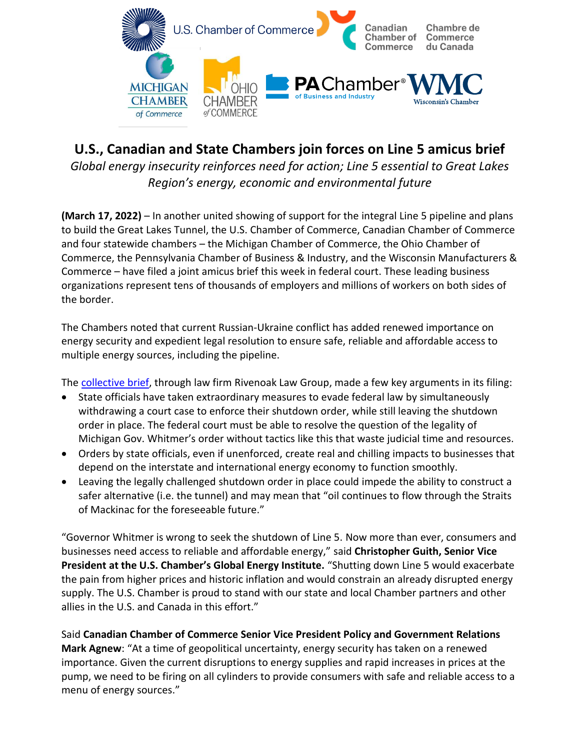# U.S., Canadian and State Chambers join forces on Line 5 amicus brief

*Global energy insecurity reinforces need for action; Line 5 essential to Great Lakes Region's energy, economic and environmental future*

**(March 17, 2022)** – In another united showing of support for the integral Line 5 pipeline and plans to build the Great Lakes Tunnel, the U.S. Chamber of Commerce, Canadian Chamber of Commerce and four statewide chambers – the Michigan Chamber of Commerce, the Ohio Chamber of Commerce, the Pennsylvania Chamber of Business & Industry, and the Wisconsin Manufacturers & Commerce – have filed a joint amicus brief this week in federal court. These leading business organizations represent tens of thousands of employers and millions of workers on both sides of the border.

The Chambers noted that current Russian-Ukraine conflict has added renewed importance on energy security and expedient legal resolution to ensure safe, reliable and affordable access to multiple energy sources, including the pipeline.

The collective brief, through law firm Rivenoak Law Group, made a few key arguments in its filing:

- State officials have taken extraordinary measures to evade federal law by simultaneously withdrawing a court case to enforce their shutdown order, while still leaving the shutdown order in place. The federal court must be able to resolve the question of the legality of Michigan Gov. Whitmer's order without tactics like this that waste judicial time and resources.
- Orders by state officials, even if unenforced, create real and chilling impacts to businesses that depend on the interstate and international energy economy to function smoothly.
- Leaving the legally challenged shutdown order in place could impede the ability to construct a safer alternative (i.e. the tunnel) and may mean that "oil continues to flow through the Straits of Mackinac for the foreseeable future."

"Governor Whitmer is wrong to seek the shutdown of Line 5. Now more than ever, consumers and businesses need access to reliable and affordable energy," said **Christopher Guith, Senior Vice President at the U.S. Chamber's Global Energy Institute.** "Shutting down Line 5 would exacerbate the pain from higher prices and historic inflation and would constrain an already disrupted energy supply. The U.S. Chamber is proud to stand with our state and local Chamber partners and other allies in the U.S. and Canada in this effort."

Said **Canadian Chamber of Commerce Senior Vice President Policy and Government Relations Mark Agnew**: "At a time of geopolitical uncertainty, energy security has taken on a renewed importance. Given the current disruptions to energy supplies and rapid increases in prices at the pump, we need to be firing on all cylinders to provide consumers with safe and reliable access to a menu of energy sources."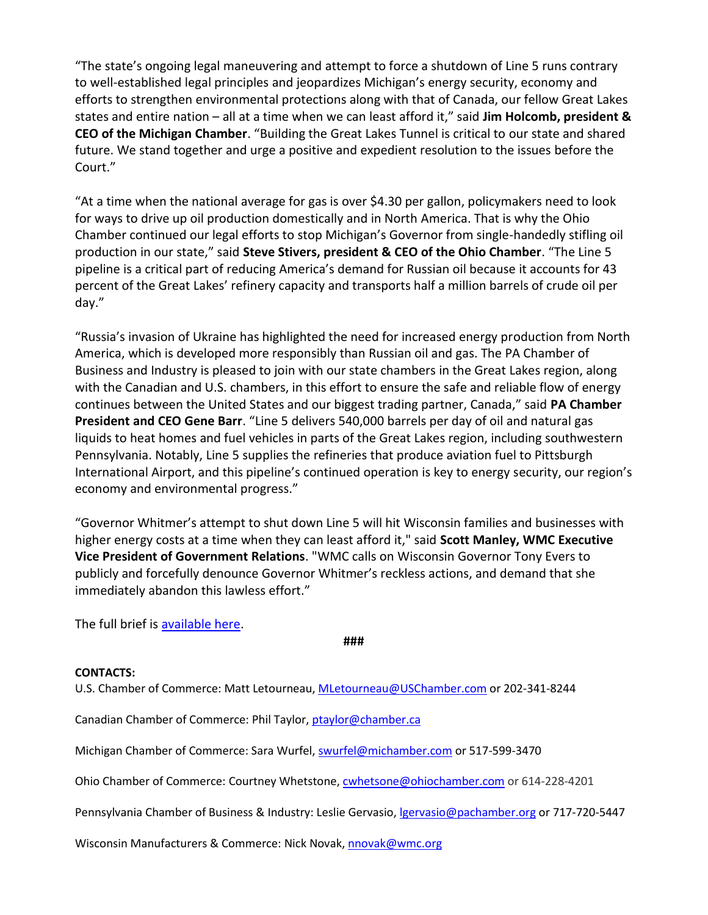"The state's ongoing legal maneuvering and attempt to force a shutdown of Line 5 runs contrary to well-established legal principles and jeopardizes Michigan's energy security, economy and efforts to strengthen environmental protections along with that of Canada, our fellow Great Lakes states and entire nation – all at a time when we can least afford it," said **Jim Holcomb, president & CEO of the Michigan Chamber**. "Building the Great Lakes Tunnel is critical to our state and shared future. We stand together and urge a positive and expedient resolution to the issues before the Court."

"At a time when the national average for gas is over $4.30 per gallon, policymakers need to look for ways to drive up oil production domestically and in North America. That is why the Ohio Chamber continued our legal efforts to stop Michigan's Governor from single-handedly stifling oil production in our state," said **Steve Stivers, president & CEO of the Ohio Chamber**. "The Line 5 pipeline is a critical part of reducing America's demand for Russian oil because it accounts for 43 percent of the Great Lakes' refinery capacity and transports half a million barrels of crude oil per day."

"Russia's invasion of Ukraine has highlighted the need for increased energy production from North America, which is developed more responsibly than Russian oil and gas. The PA Chamber of Business and Industry is pleased to join with our state chambers in the Great Lakes region, along with the Canadian and U.S. chambers, in this effort to ensure the safe and reliable flow of energy continues between the United States and our biggest trading partner, Canada," said **PA Chamber President and CEO Gene Barr**. "Line 5 delivers 540,000 barrels per day of oil and natural gas liquids to heat homes and fuel vehicles in parts of the Great Lakes region, including southwestern Pennsylvania. Notably, Line 5 supplies the refineries that produce aviation fuel to Pittsburgh International Airport, and this pipeline's continued operation is key to energy security, our region's economy and environmental progress."

"Governor Whitmer's attempt to shut down Line 5 will hit Wisconsin families and businesses with higher energy costs at a time when they can least afford it," said **Scott Manley, WMC Executive Vice President of Government Relations**. "WMC calls on Wisconsin Governor Tony Evers to publicly and forcefully denounce Governor Whitmer's reckless actions, and demand that she immediately abandon this lawless effort."

The full brief is available here.

**###**

**CONTACTS:**

U.S. Chamber of Commerce: Matt Letourneau, MLetourneau@USChamber.com or 202-341-8244

Canadian Chamber of Commerce: Phil Taylor, ptaylor@chamber.ca

Michigan Chamber of Commerce: Sara Wurfel, swurfel@michamber.com or 517-599-3470

Ohio Chamber of Commerce: Courtney Whetstone, cwhetsone@ohiochamber.com or 614-228-4201

Pennsylvania Chamber of Business & Industry: Leslie Gervasio, lgervasio@pachamber.org or 717-720-5447

Wisconsin Manufacturers & Commerce: Nick Novak, nnovak@wmc.org